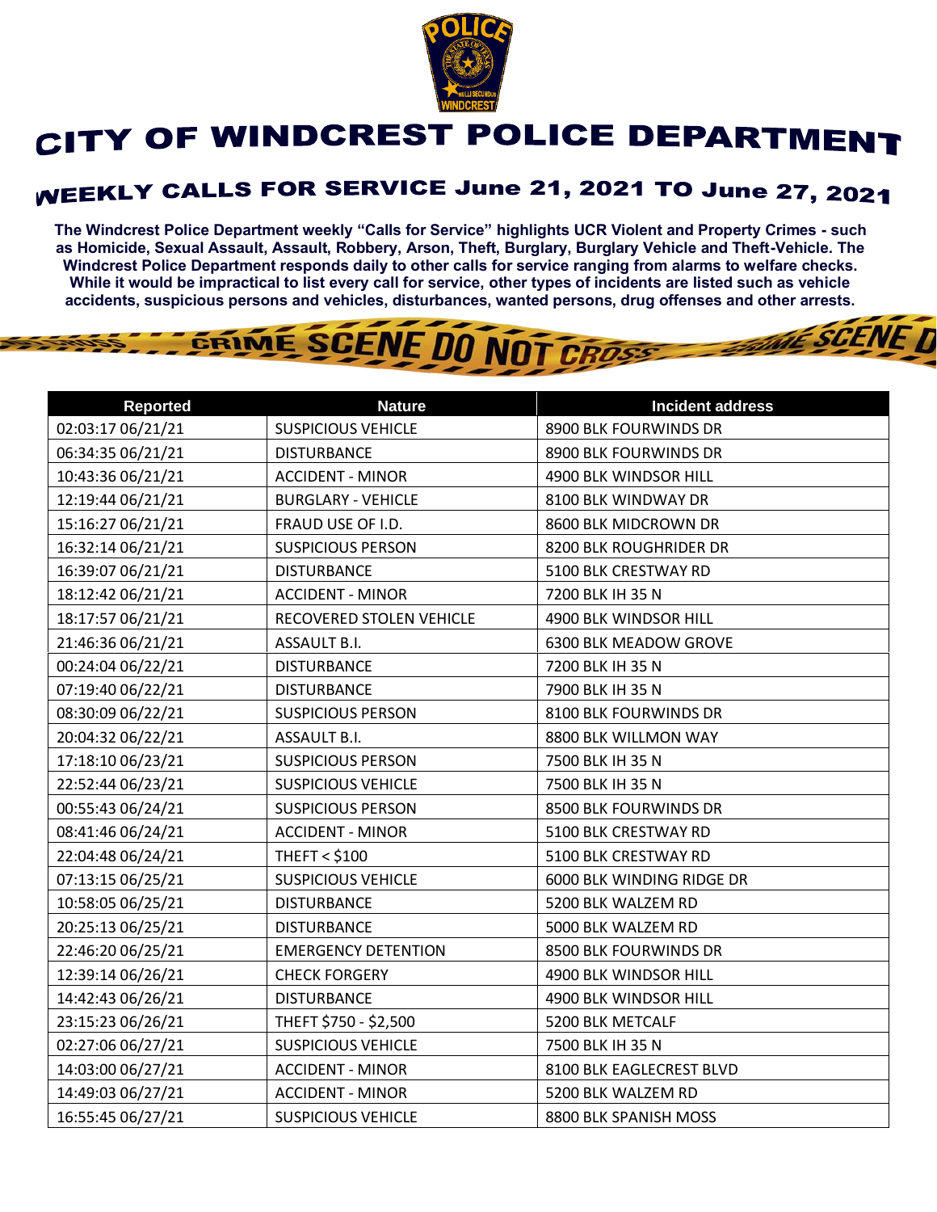# CITY OF WINDCREST POLICE DEPARTMENT

## WEEKLY CALLS FOR SERVICE June 21, 2021 TO June 27, 2021

**The Windcrest Police Department weekly "Calls for Service" highlights UCR Violent and Property Crimes - such as Homicide, Sexual Assault, Assault, Robbery, Arson, Theft, Burglary, Burglary Vehicle and Theft-Vehicle. The Windcrest Police Department responds daily to other calls for service ranging from alarms to welfare checks. While it would be impractical to list every call for service, other types of incidents are listed such as vehicle accidents, suspicious persons and vehicles, disturbances, wanted persons, drug offenses and other arrests.**

| Reported | Nature | Incident address |
|---|---|---|
| 02:03:17 06/21/21 | SUSPICIOUS VEHICLE | 8900 BLK FOURWINDS DR |
| 06:34:35 06/21/21 | DISTURBANCE | 8900 BLK FOURWINDS DR |
| 10:43:36 06/21/21 | ACCIDENT - MINOR | 4900 BLK WINDSOR HILL |
| 12:19:44 06/21/21 | BURGLARY - VEHICLE | 8100 BLK WINDWAY DR |
| 15:16:27 06/21/21 | FRAUD USE OF I.D. | 8600 BLK MIDCROWN DR |
| 16:32:14 06/21/21 | SUSPICIOUS PERSON | 8200 BLK ROUGHRIDER DR |
| 16:39:07 06/21/21 | DISTURBANCE | 5100 BLK CRESTWAY RD |
| 18:12:42 06/21/21 | ACCIDENT - MINOR | 7200 BLK IH 35 N |
| 18:17:57 06/21/21 | RECOVERED STOLEN VEHICLE | 4900 BLK WINDSOR HILL |
| 21:46:36 06/21/21 | ASSAULT B.I. | 6300 BLK MEADOW GROVE |
| 00:24:04 06/22/21 | DISTURBANCE | 7200 BLK IH 35 N |
| 07:19:40 06/22/21 | DISTURBANCE | 7900 BLK IH 35 N |
| 08:30:09 06/22/21 | SUSPICIOUS PERSON | 8100 BLK FOURWINDS DR |
| 20:04:32 06/22/21 | ASSAULT B.I. | 8800 BLK WILLMON WAY |
| 17:18:10 06/23/21 | SUSPICIOUS PERSON | 7500 BLK IH 35 N |
| 22:52:44 06/23/21 | SUSPICIOUS VEHICLE | 7500 BLK IH 35 N |
| 00:55:43 06/24/21 | SUSPICIOUS PERSON | 8500 BLK FOURWINDS DR |
| 08:41:46 06/24/21 | ACCIDENT - MINOR | 5100 BLK CRESTWAY RD |
| 22:04:48 06/24/21 | THEFT < $100 | 5100 BLK CRESTWAY RD |
| 07:13:15 06/25/21 | SUSPICIOUS VEHICLE | 6000 BLK WINDING RIDGE DR |
| 10:58:05 06/25/21 | DISTURBANCE | 5200 BLK WALZEM RD |
| 20:25:13 06/25/21 | DISTURBANCE | 5000 BLK WALZEM RD |
| 22:46:20 06/25/21 | EMERGENCY DETENTION | 8500 BLK FOURWINDS DR |
| 12:39:14 06/26/21 | CHECK FORGERY | 4900 BLK WINDSOR HILL |
| 14:42:43 06/26/21 | DISTURBANCE | 4900 BLK WINDSOR HILL |
| 23:15:23 06/26/21 | THEFT $750 - $2,500 | 5200 BLK METCALF |
| 02:27:06 06/27/21 | SUSPICIOUS VEHICLE | 7500 BLK IH 35 N |
| 14:03:00 06/27/21 | ACCIDENT - MINOR | 8100 BLK EAGLECREST BLVD |
| 14:49:03 06/27/21 | ACCIDENT - MINOR | 5200 BLK WALZEM RD |
| 16:55:45 06/27/21 | SUSPICIOUS VEHICLE | 8800 BLK SPANISH MOSS |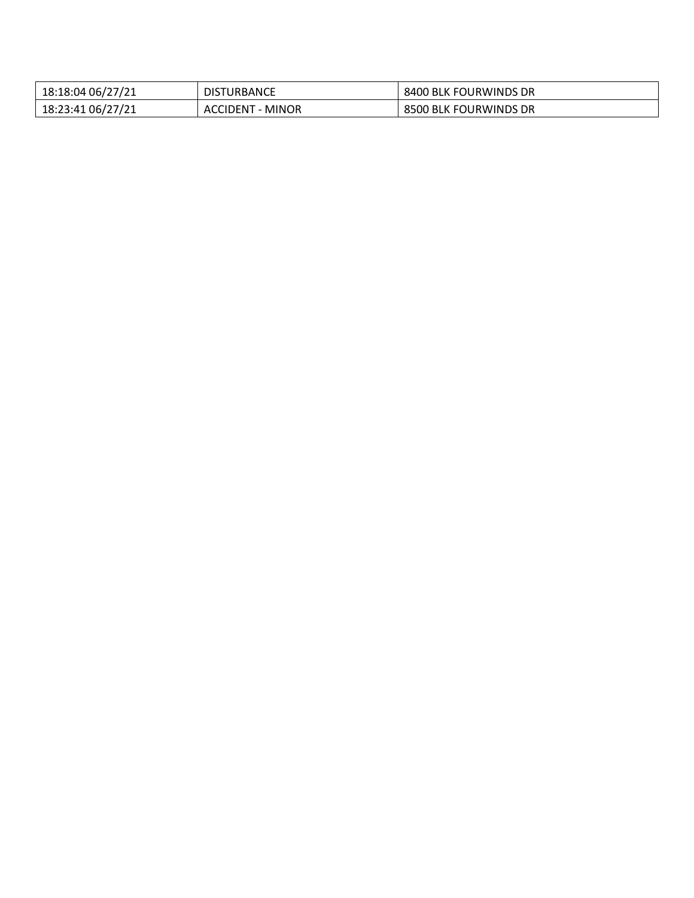| | | |
|---|---|---|
| 18:18:04 06/27/21 | DISTURBANCE | 8400 BLK FOURWINDS DR |
| 18:23:41 06/27/21 | ACCIDENT - MINOR | 8500 BLK FOURWINDS DR |